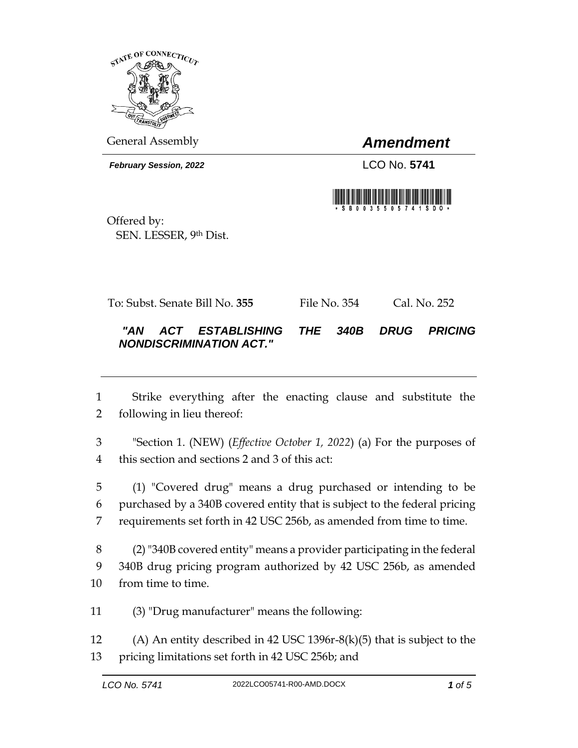General Assembly

# *Amendment*

***February Session, 2022***

LCO No. **5741**

Offered by:
SEN. LESSER, 9th Dist.

To: Subst. Senate Bill No. **355** File No. 354 Cal. No. 252

***"AN ACT ESTABLISHING THE 340B DRUG PRICING NONDISCRIMINATION ACT."***

---

1 Strike everything after the enacting clause and substitute the
2 following in lieu thereof:

3 "Section 1. (NEW) (*Effective October 1, 2022*) (a) For the purposes of
4 this section and sections 2 and 3 of this act:

5 (1) "Covered drug" means a drug purchased or intending to be
6 purchased by a 340B covered entity that is subject to the federal pricing
7 requirements set forth in 42 USC 256b, as amended from time to time.

8 (2) "340B covered entity" means a provider participating in the federal
9 340B drug pricing program authorized by 42 USC 256b, as amended
10 from time to time.

11 (3) "Drug manufacturer" means the following:

12 (A) An entity described in 42 USC 1396r-8(k)(5) that is subject to the
13 pricing limitations set forth in 42 USC 256b; and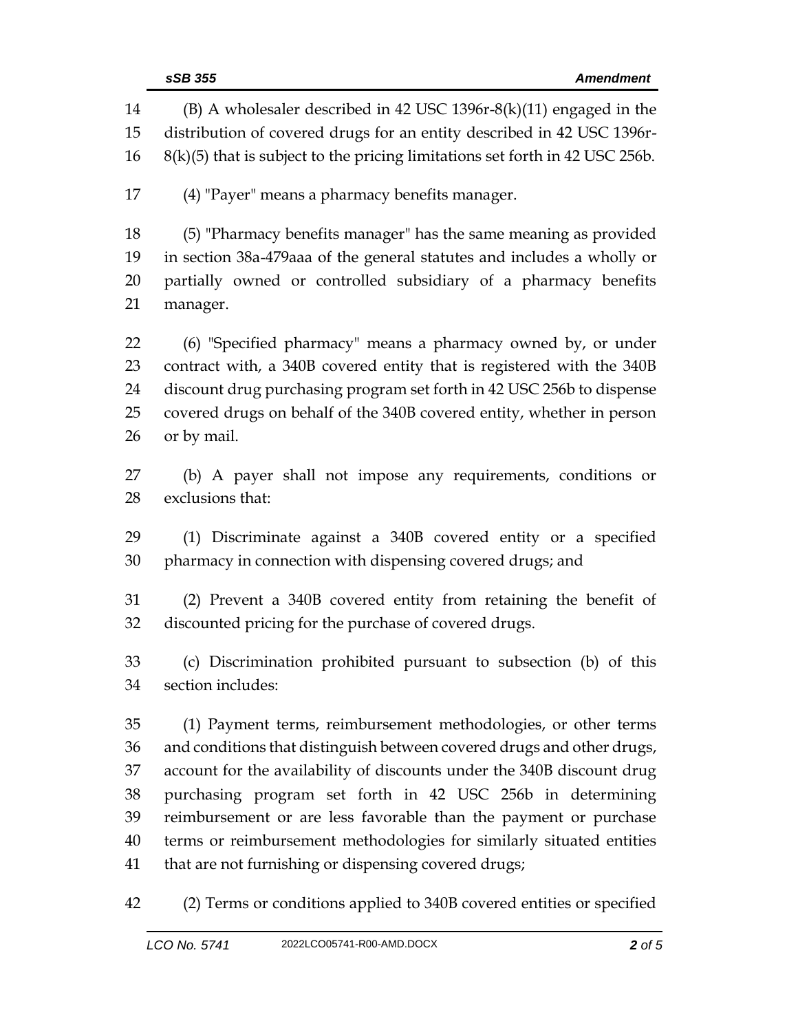(B) A wholesaler described in 42 USC 1396r-8(k)(11) engaged in the distribution of covered drugs for an entity described in 42 USC 1396r-8(k)(5) that is subject to the pricing limitations set forth in 42 USC 256b.

(4) "Payer" means a pharmacy benefits manager.

(5) "Pharmacy benefits manager" has the same meaning as provided in section 38a-479aaa of the general statutes and includes a wholly or partially owned or controlled subsidiary of a pharmacy benefits manager.

(6) "Specified pharmacy" means a pharmacy owned by, or under contract with, a 340B covered entity that is registered with the 340B discount drug purchasing program set forth in 42 USC 256b to dispense covered drugs on behalf of the 340B covered entity, whether in person or by mail.

(b) A payer shall not impose any requirements, conditions or exclusions that:

(1) Discriminate against a 340B covered entity or a specified pharmacy in connection with dispensing covered drugs; and

(2) Prevent a 340B covered entity from retaining the benefit of discounted pricing for the purchase of covered drugs.

(c) Discrimination prohibited pursuant to subsection (b) of this section includes:

(1) Payment terms, reimbursement methodologies, or other terms and conditions that distinguish between covered drugs and other drugs, account for the availability of discounts under the 340B discount drug purchasing program set forth in 42 USC 256b in determining reimbursement or are less favorable than the payment or purchase terms or reimbursement methodologies for similarly situated entities that are not furnishing or dispensing covered drugs;

(2) Terms or conditions applied to 340B covered entities or specified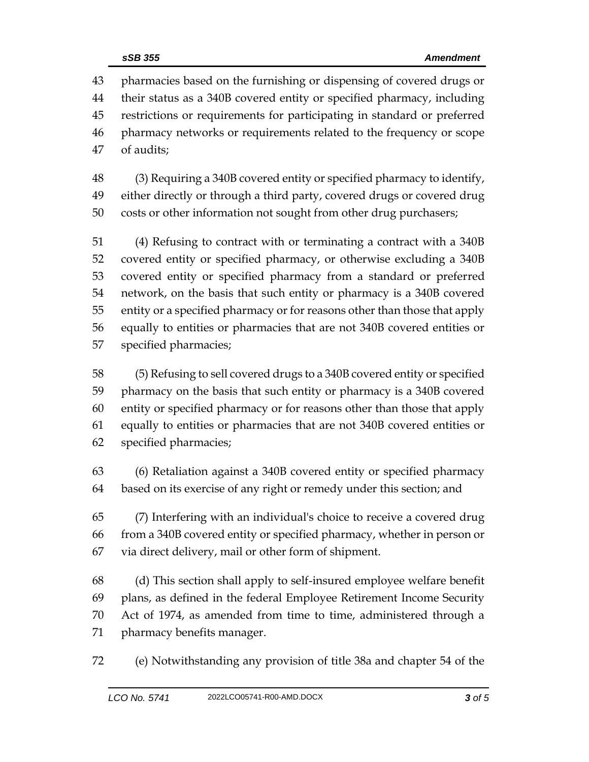pharmacies based on the furnishing or dispensing of covered drugs or their status as a 340B covered entity or specified pharmacy, including restrictions or requirements for participating in standard or preferred pharmacy networks or requirements related to the frequency or scope of audits;

(3) Requiring a 340B covered entity or specified pharmacy to identify, either directly or through a third party, covered drugs or covered drug costs or other information not sought from other drug purchasers;

(4) Refusing to contract with or terminating a contract with a 340B covered entity or specified pharmacy, or otherwise excluding a 340B covered entity or specified pharmacy from a standard or preferred network, on the basis that such entity or pharmacy is a 340B covered entity or a specified pharmacy or for reasons other than those that apply equally to entities or pharmacies that are not 340B covered entities or specified pharmacies;

(5) Refusing to sell covered drugs to a 340B covered entity or specified pharmacy on the basis that such entity or pharmacy is a 340B covered entity or specified pharmacy or for reasons other than those that apply equally to entities or pharmacies that are not 340B covered entities or specified pharmacies;

(6) Retaliation against a 340B covered entity or specified pharmacy based on its exercise of any right or remedy under this section; and

(7) Interfering with an individual's choice to receive a covered drug from a 340B covered entity or specified pharmacy, whether in person or via direct delivery, mail or other form of shipment.

(d) This section shall apply to self-insured employee welfare benefit plans, as defined in the federal Employee Retirement Income Security Act of 1974, as amended from time to time, administered through a pharmacy benefits manager.

(e) Notwithstanding any provision of title 38a and chapter 54 of the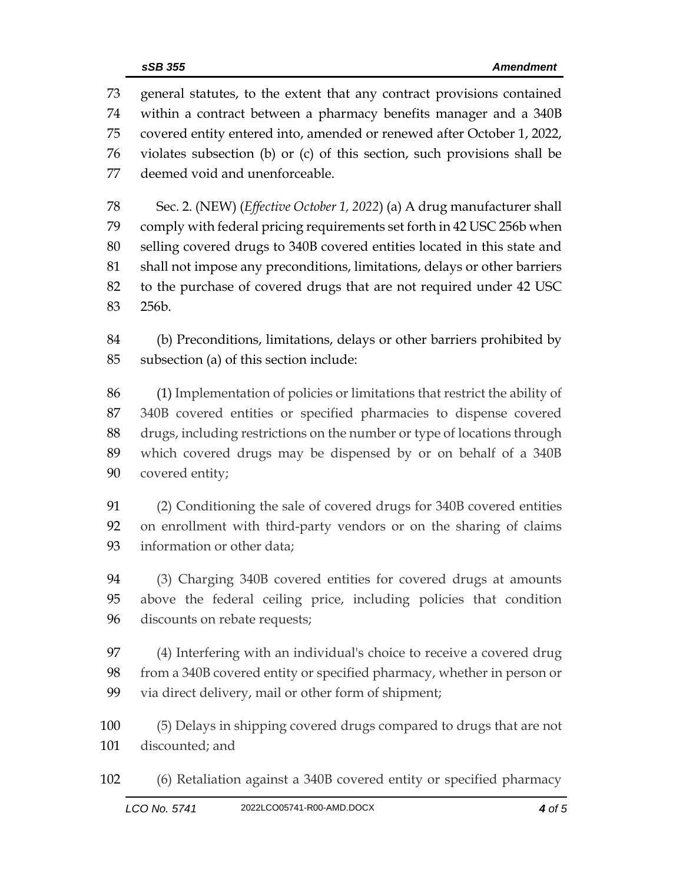general statutes, to the extent that any contract provisions contained within a contract between a pharmacy benefits manager and a 340B covered entity entered into, amended or renewed after October 1, 2022, violates subsection (b) or (c) of this section, such provisions shall be deemed void and unenforceable.

Sec. 2. (NEW) (*Effective October 1, 2022*) (a) A drug manufacturer shall comply with federal pricing requirements set forth in 42 USC 256b when selling covered drugs to 340B covered entities located in this state and shall not impose any preconditions, limitations, delays or other barriers to the purchase of covered drugs that are not required under 42 USC 256b.

(b) Preconditions, limitations, delays or other barriers prohibited by subsection (a) of this section include:

(1) Implementation of policies or limitations that restrict the ability of 340B covered entities or specified pharmacies to dispense covered drugs, including restrictions on the number or type of locations through which covered drugs may be dispensed by or on behalf of a 340B covered entity;

(2) Conditioning the sale of covered drugs for 340B covered entities on enrollment with third-party vendors or on the sharing of claims information or other data;

(3) Charging 340B covered entities for covered drugs at amounts above the federal ceiling price, including policies that condition discounts on rebate requests;

(4) Interfering with an individual's choice to receive a covered drug from a 340B covered entity or specified pharmacy, whether in person or via direct delivery, mail or other form of shipment;

(5) Delays in shipping covered drugs compared to drugs that are not discounted; and

(6) Retaliation against a 340B covered entity or specified pharmacy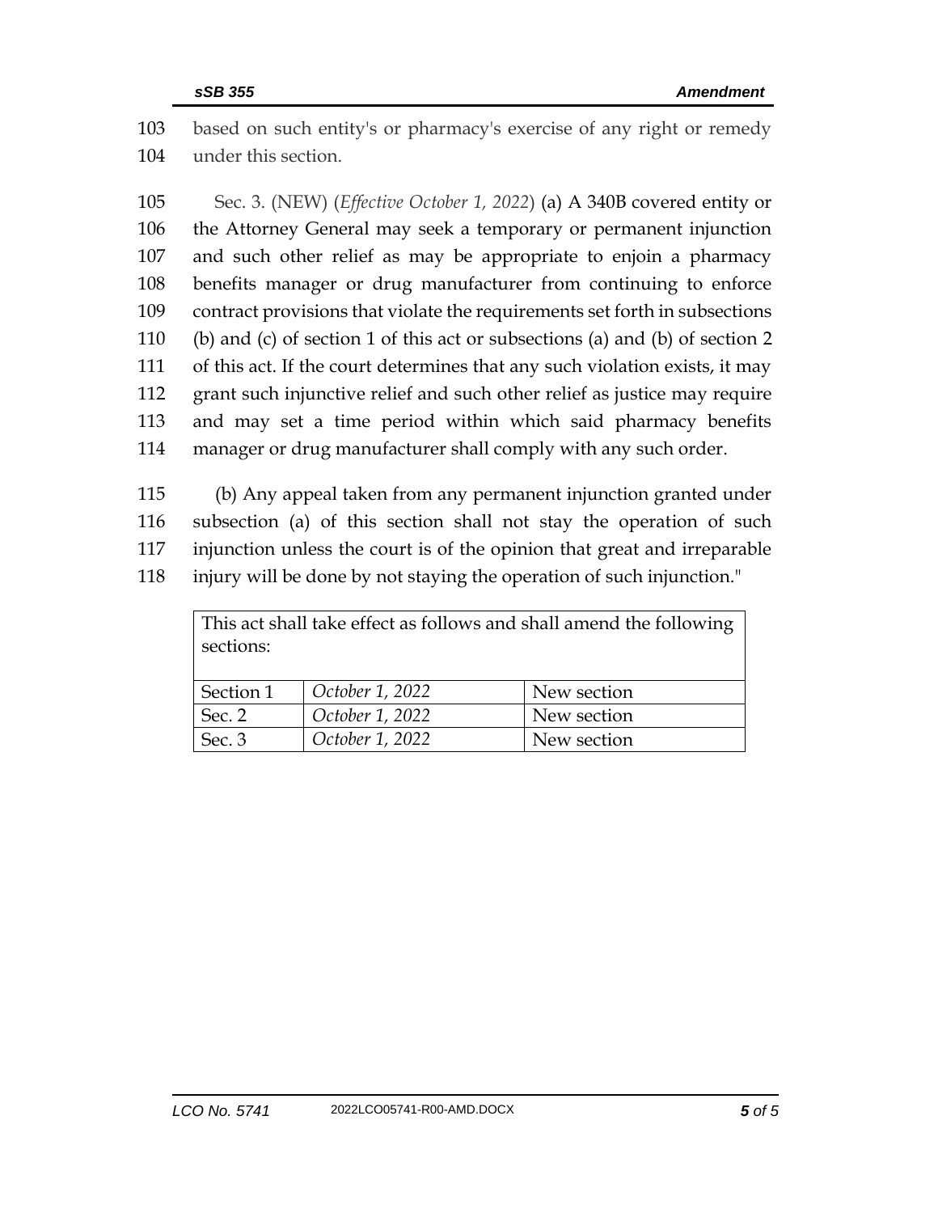based on such entity's or pharmacy's exercise of any right or remedy under this section.

Sec. 3. (NEW) (*Effective October 1, 2022*) (a) A 340B covered entity or the Attorney General may seek a temporary or permanent injunction and such other relief as may be appropriate to enjoin a pharmacy benefits manager or drug manufacturer from continuing to enforce contract provisions that violate the requirements set forth in subsections (b) and (c) of section 1 of this act or subsections (a) and (b) of section 2 of this act. If the court determines that any such violation exists, it may grant such injunctive relief and such other relief as justice may require and may set a time period within which said pharmacy benefits manager or drug manufacturer shall comply with any such order.

(b) Any appeal taken from any permanent injunction granted under subsection (a) of this section shall not stay the operation of such injunction unless the court is of the opinion that great and irreparable injury will be done by not staying the operation of such injunction."

| This act shall take effect as follows and shall amend the following sections: | | |
|---|---|---|
| Section 1 | *October 1, 2022* | New section |
| Sec. 2 | *October 1, 2022* | New section |
| Sec. 3 | *October 1, 2022* | New section |